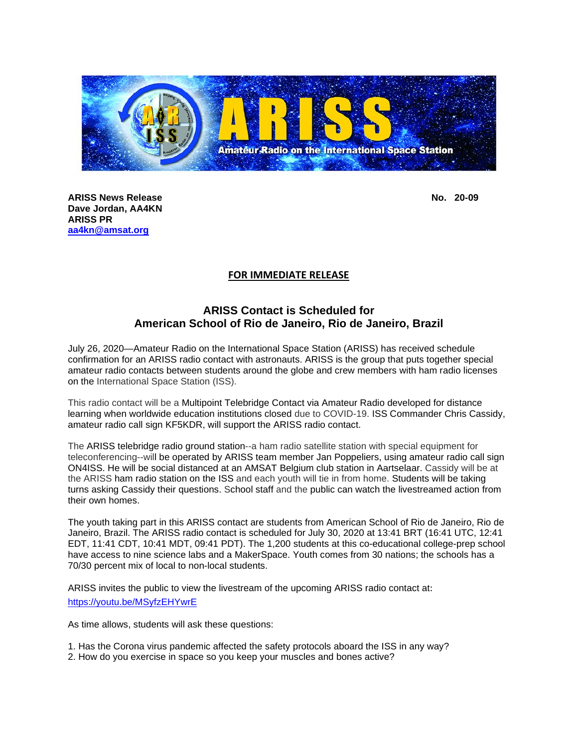**ARISS News Release**
**Dave Jordan, AA4KN**
**ARISS PR**
**[aa4kn@amsat.org](mailto:aa4kn@amsat.org)**

**No. 20-09**

**FOR IMMEDIATE RELEASE**

## ARISS Contact is Scheduled for American School of Rio de Janeiro, Rio de Janeiro, Brazil

July 26, 2020—Amateur Radio on the International Space Station (ARISS) has received schedule confirmation for an ARISS radio contact with astronauts. ARISS is the group that puts together special amateur radio contacts between students around the globe and crew members with ham radio licenses on the International Space Station (ISS).

This radio contact will be a Multipoint Telebridge Contact via Amateur Radio developed for distance learning when worldwide education institutions closed due to COVID-19. ISS Commander Chris Cassidy, amateur radio call sign KF5KDR, will support the ARISS radio contact.

The ARISS telebridge radio ground station--a ham radio satellite station with special equipment for teleconferencing--will be operated by ARISS team member Jan Poppeliers, using amateur radio call sign ON4ISS. He will be social distanced at an AMSAT Belgium club station in Aartselaar. Cassidy will be at the ARISS ham radio station on the ISS and each youth will tie in from home. Students will be taking turns asking Cassidy their questions. School staff and the public can watch the livestreamed action from their own homes.

The youth taking part in this ARISS contact are students from American School of Rio de Janeiro, Rio de Janeiro, Brazil. The ARISS radio contact is scheduled for July 30, 2020 at 13:41 BRT (16:41 UTC, 12:41 EDT, 11:41 CDT, 10:41 MDT, 09:41 PDT). The 1,200 students at this co-educational college-prep school have access to nine science labs and a MakerSpace. Youth comes from 30 nations; the schools has a 70/30 percent mix of local to non-local students.

ARISS invites the public to view the livestream of the upcoming ARISS radio contact at:
[https://youtu.be/MSyfzEHYwrE](https://youtu.be/MSyfzEHYwrE)

As time allows, students will ask these questions:

1. Has the Corona virus pandemic affected the safety protocols aboard the ISS in any way?
2. How do you exercise in space so you keep your muscles and bones active?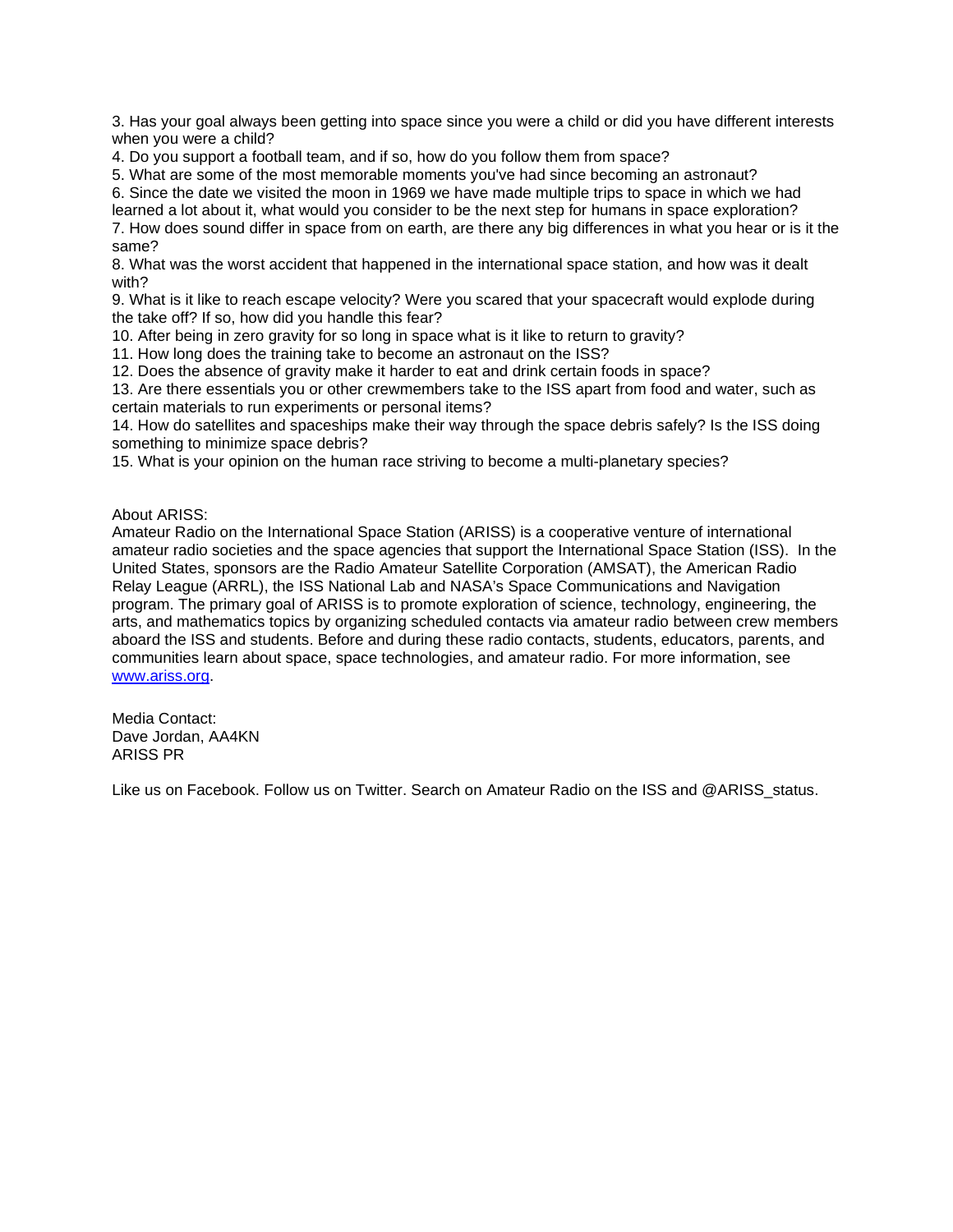3. Has your goal always been getting into space since you were a child or did you have different interests when you were a child?
4. Do you support a football team, and if so, how do you follow them from space?
5. What are some of the most memorable moments you've had since becoming an astronaut?
6. Since the date we visited the moon in 1969 we have made multiple trips to space in which we had learned a lot about it, what would you consider to be the next step for humans in space exploration?
7. How does sound differ in space from on earth, are there any big differences in what you hear or is it the same?
8. What was the worst accident that happened in the international space station, and how was it dealt with?
9. What is it like to reach escape velocity? Were you scared that your spacecraft would explode during the take off? If so, how did you handle this fear?
10. After being in zero gravity for so long in space what is it like to return to gravity?
11. How long does the training take to become an astronaut on the ISS?
12. Does the absence of gravity make it harder to eat and drink certain foods in space?
13. Are there essentials you or other crewmembers take to the ISS apart from food and water, such as certain materials to run experiments or personal items?
14. How do satellites and spaceships make their way through the space debris safely? Is the ISS doing something to minimize space debris?
15. What is your opinion on the human race striving to become a multi-planetary species?

About ARISS:
Amateur Radio on the International Space Station (ARISS) is a cooperative venture of international amateur radio societies and the space agencies that support the International Space Station (ISS). In the United States, sponsors are the Radio Amateur Satellite Corporation (AMSAT), the American Radio Relay League (ARRL), the ISS National Lab and NASA's Space Communications and Navigation program. The primary goal of ARISS is to promote exploration of science, technology, engineering, the arts, and mathematics topics by organizing scheduled contacts via amateur radio between crew members aboard the ISS and students. Before and during these radio contacts, students, educators, parents, and communities learn about space, space technologies, and amateur radio. For more information, see [www.ariss.org](http://www.ariss.org).

Media Contact:
Dave Jordan, AA4KN
ARISS PR

Like us on Facebook. Follow us on Twitter. Search on Amateur Radio on the ISS and @ARISS_status.